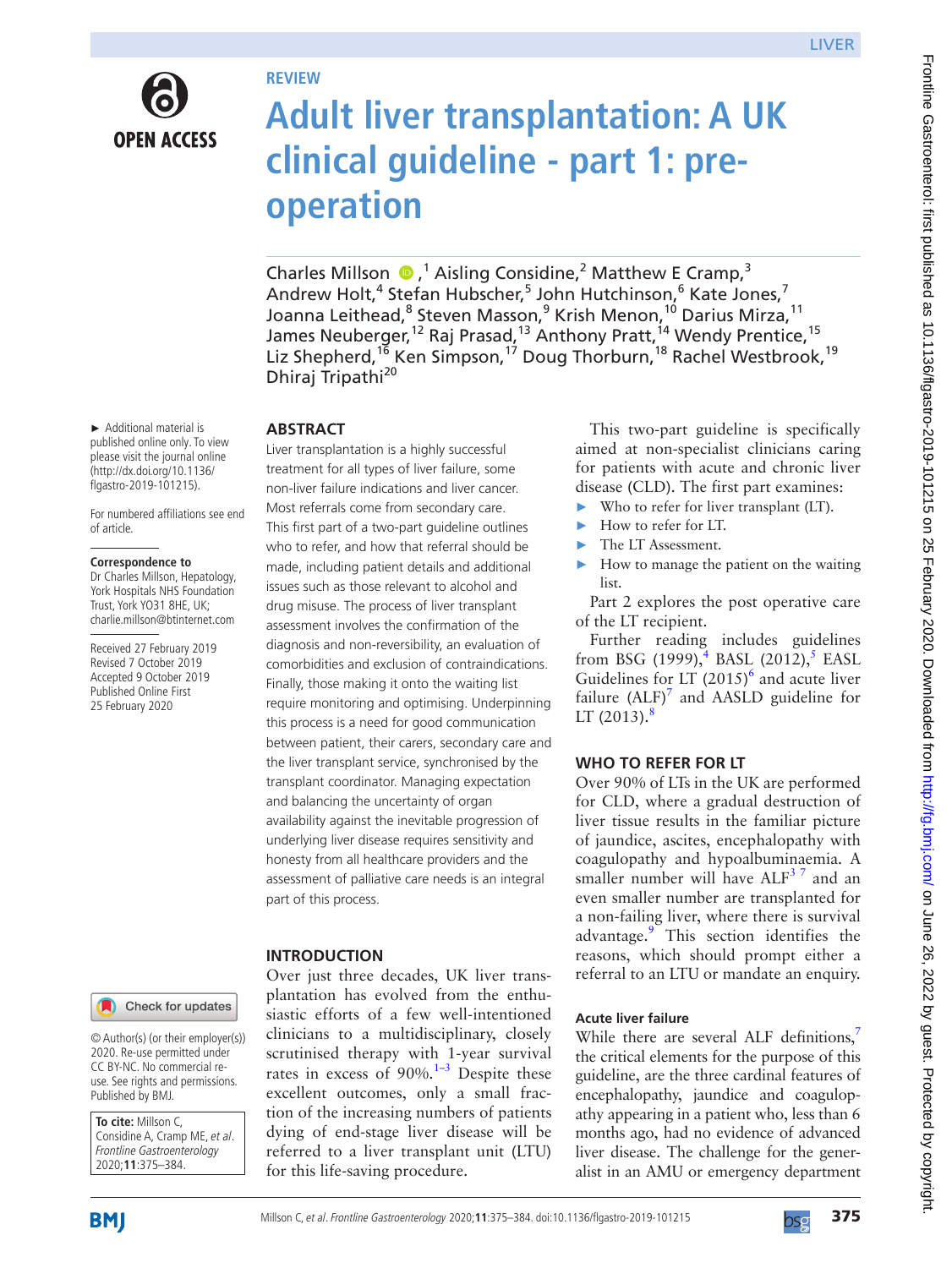REVIEW

# Adult liver transplantation: A UK clinical guideline - part 1: pre-operation

Charles Millson,[1] Aisling Considine,[2] Matthew E Cramp,[3] Andrew Holt,[4] Stefan Hubscher,[5] John Hutchinson,[6] Kate Jones,[7] Joanna Leithead,[8] Steven Masson,[9] Krish Menon,[10] Darius Mirza,[11] James Neuberger,[12] Raj Prasad,[13] Anthony Pratt,[14] Wendy Prentice,[15] Liz Shepherd,[16] Ken Simpson,[17] Doug Thorburn,[18] Rachel Westbrook,[19] Dhiraj Tripathi[20]

► Additional material is published online only. To view please visit the journal online (http://dx.doi.org/10.1136/flgastro-2019-101215).

For numbered affiliations see end of article.

**Correspondence to**
Dr Charles Millson, Hepatology, York Hospitals NHS Foundation Trust, York YO31 8HE, UK; charlie.millson@btinternet.com

Received 27 February 2019
Revised 7 October 2019
Accepted 9 October 2019
Published Online First 25 February 2020

© Author(s) (or their employer(s)) 2020. Re-use permitted under CC BY-NC. No commercial re-use. See rights and permissions. Published by BMJ.

**To cite:** Millson C, Considine A, Cramp ME, *et al*. *Frontline Gastroenterology* 2020;**11**:375–384.

## ABSTRACT

Liver transplantation is a highly successful treatment for all types of liver failure, some non-liver failure indications and liver cancer. Most referrals come from secondary care. This first part of a two-part guideline outlines who to refer, and how that referral should be made, including patient details and additional issues such as those relevant to alcohol and drug misuse. The process of liver transplant assessment involves the confirmation of the diagnosis and non-reversibility, an evaluation of comorbidities and exclusion of contraindications. Finally, those making it onto the waiting list require monitoring and optimising. Underpinning this process is a need for good communication between patient, their carers, secondary care and the liver transplant service, synchronised by the transplant coordinator. Managing expectation and balancing the uncertainty of organ availability against the inevitable progression of underlying liver disease requires sensitivity and honesty from all healthcare providers and the assessment of palliative care needs is an integral part of this process.

## INTRODUCTION

Over just three decades, UK liver transplantation has evolved from the enthusiastic efforts of a few well-intentioned clinicians to a multidisciplinary, closely scrutinised therapy with 1-year survival rates in excess of 90%.[1–3] Despite these excellent outcomes, only a small fraction of the increasing numbers of patients dying of end-stage liver disease will be referred to a liver transplant unit (LTU) for this life-saving procedure.

This two-part guideline is specifically aimed at non-specialist clinicians caring for patients with acute and chronic liver disease (CLD). The first part examines:

- Who to refer for liver transplant (LT).
- How to refer for LT.
- The LT Assessment.
- How to manage the patient on the waiting list.

Part 2 explores the post operative care of the LT recipient.

Further reading includes guidelines from BSG (1999),[4] BASL (2012),[5] EASL Guidelines for LT (2015)[6] and acute liver failure (ALF)[7] and AASLD guideline for LT (2013).[8]

## WHO TO REFER FOR LT

Over 90% of LTs in the UK are performed for CLD, where a gradual destruction of liver tissue results in the familiar picture of jaundice, ascites, encephalopathy with coagulopathy and hypoalbuminaemia. A smaller number will have ALF[3 7] and an even smaller number are transplanted for a non-failing liver, where there is survival advantage.[9] This section identifies the reasons, which should prompt either a referral to an LTU or mandate an enquiry.

### Acute liver failure

While there are several ALF definitions,[7] the critical elements for the purpose of this guideline, are the three cardinal features of encephalopathy, jaundice and coagulopathy appearing in a patient who, less than 6 months ago, had no evidence of advanced liver disease. The challenge for the generalist in an AMU or emergency department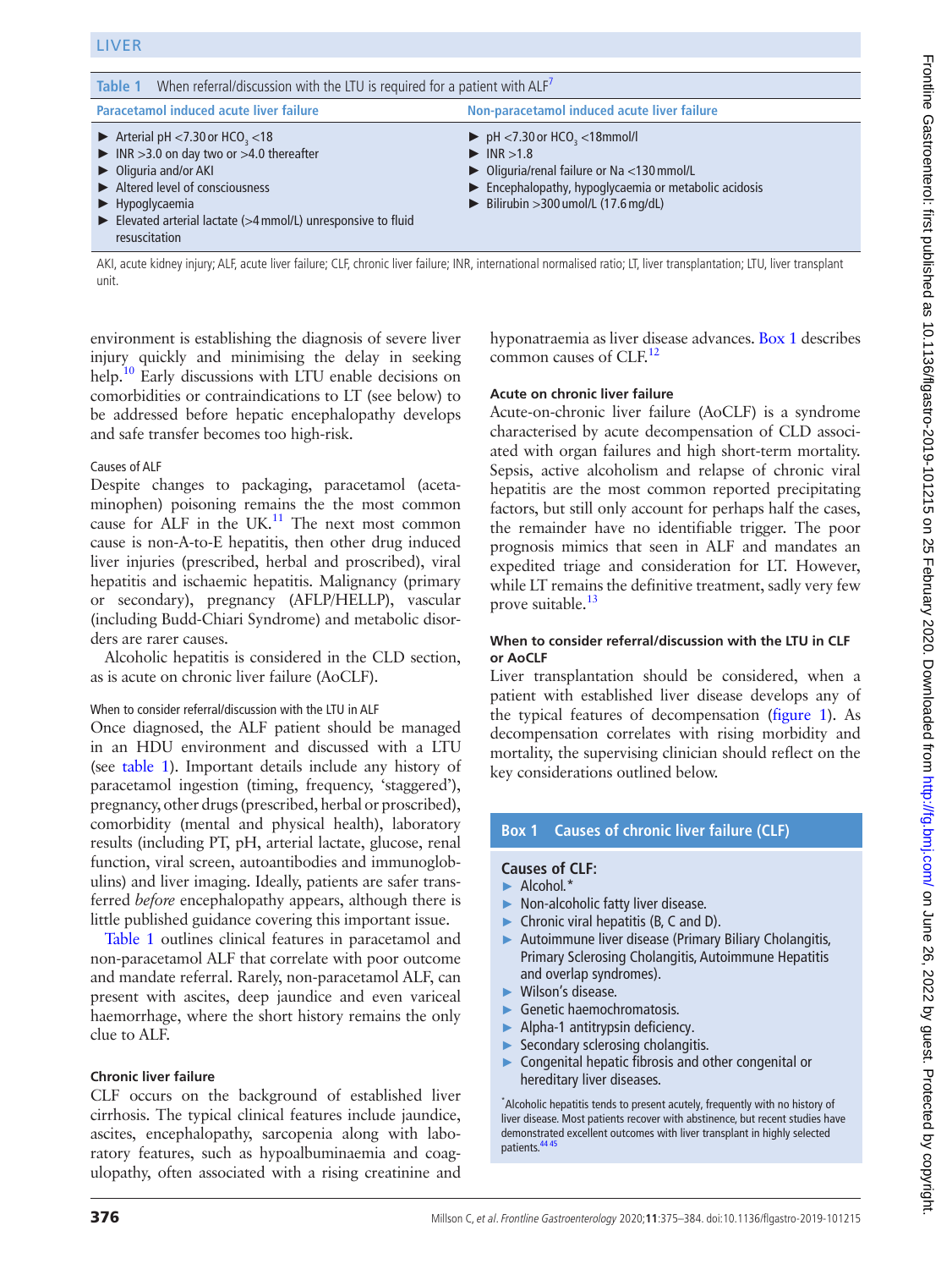**Table 1** When referral/discussion with the LTU is required for a patient with ALF[7]

| Paracetamol induced acute liver failure | Non-paracetamol induced acute liver failure |
|---|---|
| ► Arterial pH <7.30 or $HCO_3$ <18<br>► INR >3.0 on day two or >4.0 thereafter<br>► Oliguria and/or AKI<br>► Altered level of consciousness<br>► Hypoglycaemia<br>► Elevated arterial lactate (>4 mmol/L) unresponsive to fluid resuscitation | ► pH <7.30 or $HCO_3$ <18mmol/l<br>► INR >1.8<br>► Oliguria/renal failure or Na <130 mmol/L<br>► Encephalopathy, hypoglycaemia or metabolic acidosis<br>► Bilirubin >300 umol/L (17.6 mg/dL) |

AKI, acute kidney injury; ALF, acute liver failure; CLF, chronic liver failure; INR, international normalised ratio; LT, liver transplantation; LTU, liver transplant unit.

environment is establishing the diagnosis of severe liver injury quickly and minimising the delay in seeking help.[10] Early discussions with LTU enable decisions on comorbidities or contraindications to LT (see below) to be addressed before hepatic encephalopathy develops and safe transfer becomes too high-risk.

#### Causes of ALF

Despite changes to packaging, paracetamol (acetaminophen) poisoning remains the the most common cause for ALF in the UK.[11] The next most common cause is non-A-to-E hepatitis, then other drug induced liver injuries (prescribed, herbal and proscribed), viral hepatitis and ischaemic hepatitis. Malignancy (primary or secondary), pregnancy (AFLP/HELLP), vascular (including Budd-Chiari Syndrome) and metabolic disorders are rarer causes.

Alcoholic hepatitis is considered in the CLD section, as is acute on chronic liver failure (AoCLF).

#### When to consider referral/discussion with the LTU in ALF

Once diagnosed, the ALF patient should be managed in an HDU environment and discussed with a LTU (see table 1). Important details include any history of paracetamol ingestion (timing, frequency, 'staggered'), pregnancy, other drugs (prescribed, herbal or proscribed), comorbidity (mental and physical health), laboratory results (including PT, pH, arterial lactate, glucose, renal function, viral screen, autoantibodies and immunoglobulins) and liver imaging. Ideally, patients are safer transferred *before* encephalopathy appears, although there is little published guidance covering this important issue.

Table 1 outlines clinical features in paracetamol and non-paracetamol ALF that correlate with poor outcome and mandate referral. Rarely, non-paracetamol ALF, can present with ascites, deep jaundice and even variceal haemorrhage, where the short history remains the only clue to ALF.

### Chronic liver failure

CLF occurs on the background of established liver cirrhosis. The typical clinical features include jaundice, ascites, encephalopathy, sarcopenia along with laboratory features, such as hypoalbuminaemia and coagulopathy, often associated with a rising creatinine and hyponatraemia as liver disease advances. Box 1 describes common causes of CLF.[12]

### Acute on chronic liver failure

Acute-on-chronic liver failure (AoCLF) is a syndrome characterised by acute decompensation of CLD associated with organ failures and high short-term mortality. Sepsis, active alcoholism and relapse of chronic viral hepatitis are the most common reported precipitating factors, but still only account for perhaps half the cases, the remainder have no identifiable trigger. The poor prognosis mimics that seen in ALF and mandates an expedited triage and consideration for LT. However, while LT remains the definitive treatment, sadly very few prove suitable.[13]

### When to consider referral/discussion with the LTU in CLF or AoCLF

Liver transplantation should be considered, when a patient with established liver disease develops any of the typical features of decompensation (figure 1). As decompensation correlates with rising morbidity and mortality, the supervising clinician should reflect on the key considerations outlined below.

**Box 1 Causes of chronic liver failure (CLF)**

**Causes of CLF:**

- Alcohol.*
- Non-alcoholic fatty liver disease.
- Chronic viral hepatitis (B, C and D).
- Autoimmune liver disease (Primary Biliary Cholangitis, Primary Sclerosing Cholangitis, Autoimmune Hepatitis and overlap syndromes).
- Wilson's disease.
- Genetic haemochromatosis.
- Alpha-1 antitrypsin deficiency.
- Secondary sclerosing cholangitis.
- Congenital hepatic fibrosis and other congenital or hereditary liver diseases.

*Alcoholic hepatitis tends to present acutely, frequently with no history of liver disease. Most patients recover with abstinence, but recent studies have demonstrated excellent outcomes with liver transplant in highly selected patients.[44,45]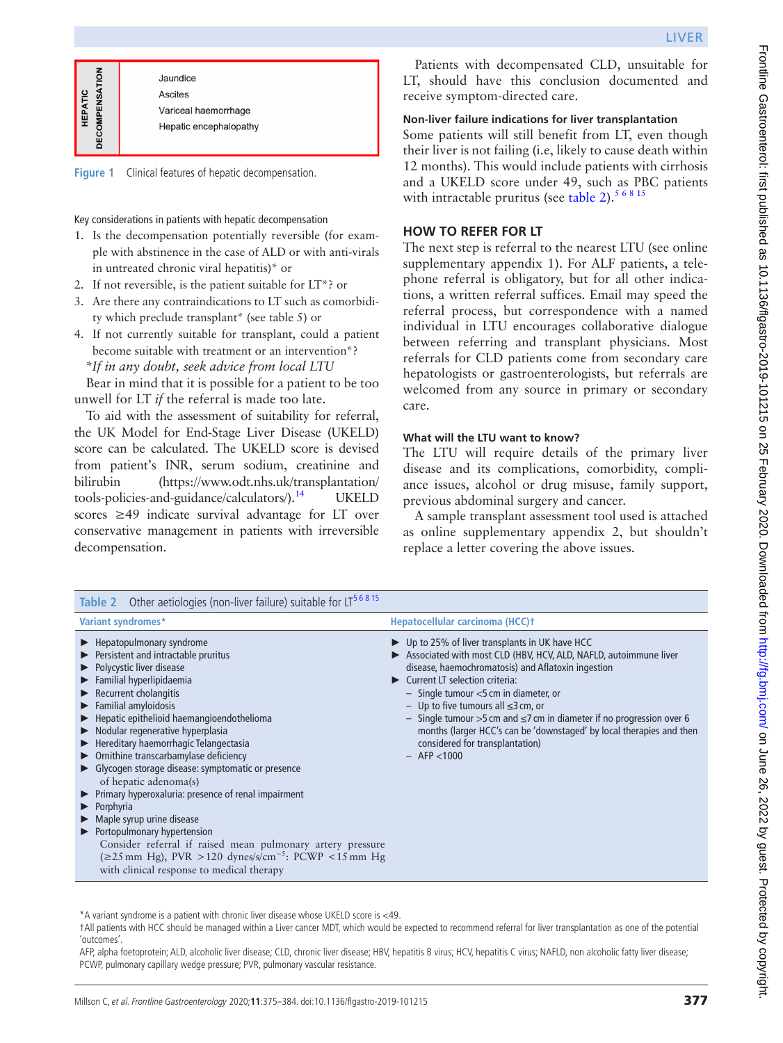| HEPATIC DECOMPENSATION | Jaundice<br>Ascites<br>Variceal haemorrhage<br>Hepatic encephalopathy |
|---|---|

**Figure 1** Clinical features of hepatic decompensation.

Key considerations in patients with hepatic decompensation

1. Is the decompensation potentially reversible (for example with abstinence in the case of ALD or with anti-virals in untreated chronic viral hepatitis)* or
2. If not reversible, is the patient suitable for LT*? or
3. Are there any contraindications to LT such as comorbidity which preclude transplant* (see table 5) or
4. If not currently suitable for transplant, could a patient become suitable with treatment or an intervention*?

*\*If in any doubt, seek advice from local LTU*

Bear in mind that it is possible for a patient to be too unwell for LT *if* the referral is made too late.

To aid with the assessment of suitability for referral, the UK Model for End-Stage Liver Disease (UKELD) score can be calculated. The UKELD score is devised from patient's INR, serum sodium, creatinine and bilirubin (https://www.odt.nhs.uk/transplantation/tools-policies-and-guidance/calculators/).[14] UKELD scores ≥49 indicate survival advantage for LT over conservative management in patients with irreversible decompensation.

Patients with decompensated CLD, unsuitable for LT, should have this conclusion documented and receive symptom-directed care.

### Non-liver failure indications for liver transplantation

Some patients will still benefit from LT, even though their liver is not failing (i.e, likely to cause death within 12 months). This would include patients with cirrhosis and a UKELD score under 49, such as PBC patients with intractable pruritus (see table 2).[5 6 8 15]

## HOW TO REFER FOR LT

The next step is referral to the nearest LTU (see online supplementary appendix 1). For ALF patients, a telephone referral is obligatory, but for all other indications, a written referral suffices. Email may speed the referral process, but correspondence with a named individual in LTU encourages collaborative dialogue between referring and transplant physicians. Most referrals for CLD patients come from secondary care hepatologists or gastroenterologists, but referrals are welcomed from any source in primary or secondary care.

### What will the LTU want to know?

The LTU will require details of the primary liver disease and its complications, comorbidity, compliance issues, alcohol or drug misuse, family support, previous abdominal surgery and cancer.

A sample transplant assessment tool used is attached as online supplementary appendix 2, but shouldn't replace a letter covering the above issues.

**Table 2** Other aetiologies (non-liver failure) suitable for LT[5 6 8 15]

| Variant syndromes* | Hepatocellular carcinoma (HCC)† |
|---|---|
| ► Hepatopulmonary syndrome<br>► Persistent and intractable pruritus<br>► Polycystic liver disease<br>► Familial hyperlipidaemia<br>► Recurrent cholangitis<br>► Familial amyloidosis<br>► Hepatic epithelioid haemangioendothelioma<br>► Nodular regenerative hyperplasia<br>► Hereditary haemorrhagic Telangectasia<br>► Ornithine transcarbamylase deficiency<br>► Glycogen storage disease: symptomatic or presence of hepatic adenoma(s)<br>► Primary hyperoxaluria: presence of renal impairment<br>► Porphyria<br>► Maple syrup urine disease<br>► Portopulmonary hypertension<br>Consider referral if raised mean pulmonary artery pressure (≥25 mm Hg), PVR >120 dynes/s/cm$^{-5}$: PCWP <15 mm Hg with clinical response to medical therapy | ► Up to 25% of liver transplants in UK have HCC<br>► Associated with most CLD (HBV, HCV, ALD, NAFLD, autoimmune liver disease, haemochromatosis) and Aflatoxin ingestion<br>► Current LT selection criteria:<br>– Single tumour <5 cm in diameter, or<br>– Up to five tumours all ≤3 cm, or<br>– Single tumour >5 cm and ≤7 cm in diameter if no progression over 6 months (larger HCC's can be 'downstaged' by local therapies and then considered for transplantation)<br>– AFP <1000 |

*A variant syndrome is a patient with chronic liver disease whose UKELD score is <49.

†All patients with HCC should be managed within a Liver cancer MDT, which would be expected to recommend referral for liver transplantation as one of the potential 'outcomes'.

AFP, alpha foetoprotein; ALD, alcoholic liver disease; CLD, chronic liver disease; HBV, hepatitis B virus; HCV, hepatitis C virus; NAFLD, non alcoholic fatty liver disease; PCWP, pulmonary capillary wedge pressure; PVR, pulmonary vascular resistance.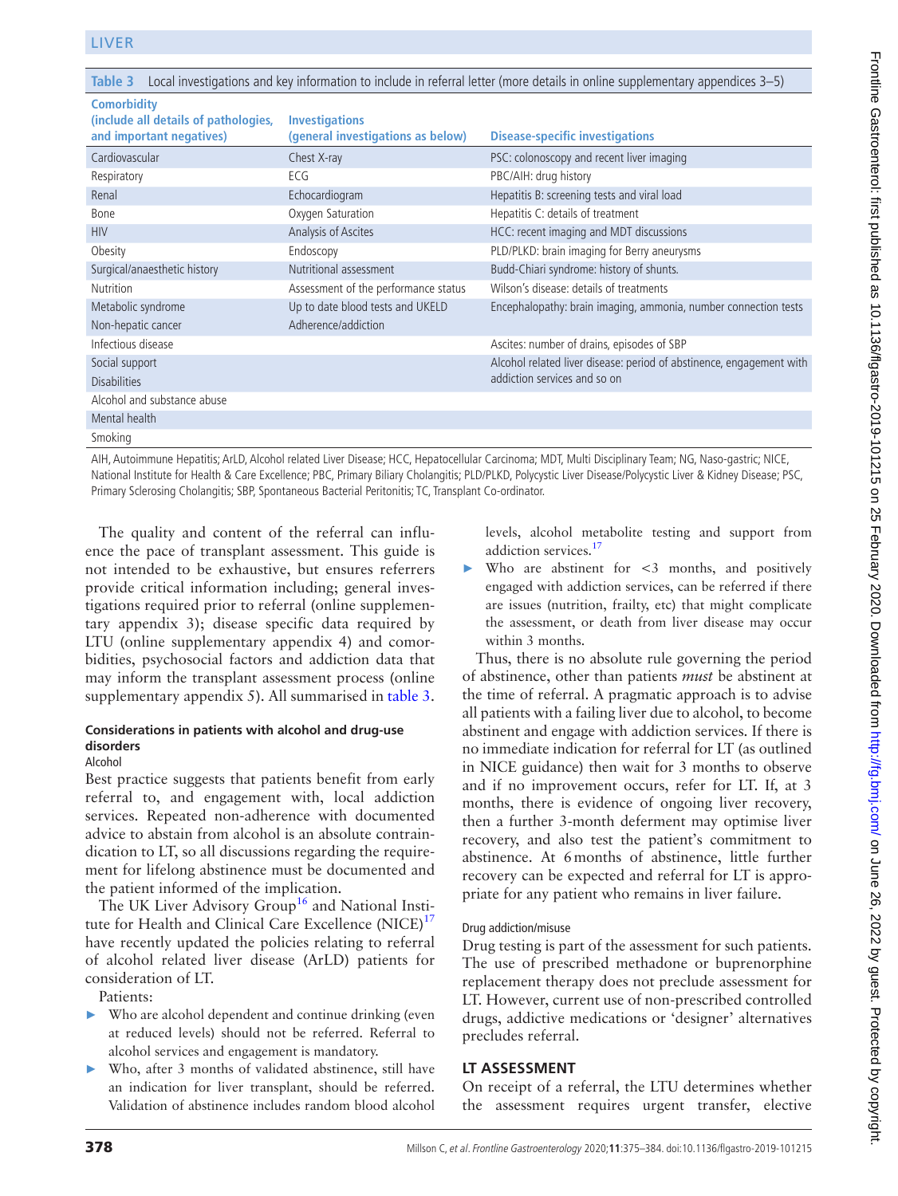**Table 3** Local investigations and key information to include in referral letter (more details in online supplementary appendices 3–5)

| Comorbidity (include all details of pathologies, and important negatives) | Investigations (general investigations as below) | Disease-specific investigations |
|---|---|---|
| Cardiovascular | Chest X-ray | PSC: colonoscopy and recent liver imaging |
| Respiratory | ECG | PBC/AIH: drug history |
| Renal | Echocardiogram | Hepatitis B: screening tests and viral load |
| Bone | Oxygen Saturation | Hepatitis C: details of treatment |
| HIV | Analysis of Ascites | HCC: recent imaging and MDT discussions |
| Obesity | Endoscopy | PLD/PLKD: brain imaging for Berry aneurysms |
| Surgical/anaesthetic history | Nutritional assessment | Budd-Chiari syndrome: history of shunts. |
| Nutrition | Assessment of the performance status | Wilson's disease: details of treatments |
| Metabolic syndrome | Up to date blood tests and UKELD | Encephalopathy: brain imaging, ammonia, number connection tests |
| Non-hepatic cancer | Adherence/addiction | |
| Infectious disease | | Ascites: number of drains, episodes of SBP |
| Social support | | Alcohol related liver disease: period of abstinence, engagement with addiction services and so on |
| Disabilities | | |
| Alcohol and substance abuse | | |
| Mental health | | |
| Smoking | | |

AIH, Autoimmune Hepatitis; ArLD, Alcohol related Liver Disease; HCC, Hepatocellular Carcinoma; MDT, Multi Disciplinary Team; NG, Naso-gastric; NICE, National Institute for Health & Care Excellence; PBC, Primary Biliary Cholangitis; PLD/PLKD, Polycystic Liver Disease/Polycystic Liver & Kidney Disease; PSC, Primary Sclerosing Cholangitis; SBP, Spontaneous Bacterial Peritonitis; TC, Transplant Co-ordinator.

The quality and content of the referral can influence the pace of transplant assessment. This guide is not intended to be exhaustive, but ensures referrers provide critical information including; general investigations required prior to referral (online supplementary appendix 3); disease specific data required by LTU (online supplementary appendix 4) and comorbidities, psychosocial factors and addiction data that may inform the transplant assessment process (online supplementary appendix 5). All summarised in table 3.

#### Considerations in patients with alcohol and drug-use disorders

##### Alcohol

Best practice suggests that patients benefit from early referral to, and engagement with, local addiction services. Repeated non-adherence with documented advice to abstain from alcohol is an absolute contraindication to LT, so all discussions regarding the requirement for lifelong abstinence must be documented and the patient informed of the implication.

The UK Liver Advisory Group[16] and National Institute for Health and Clinical Care Excellence (NICE)[17] have recently updated the policies relating to referral of alcohol related liver disease (ArLD) patients for consideration of LT.

Patients:

- Who are alcohol dependent and continue drinking (even at reduced levels) should not be referred. Referral to alcohol services and engagement is mandatory.
- Who, after 3 months of validated abstinence, still have an indication for liver transplant, should be referred. Validation of abstinence includes random blood alcohol levels, alcohol metabolite testing and support from addiction services.[17]
- Who are abstinent for <3 months, and positively engaged with addiction services, can be referred if there are issues (nutrition, frailty, etc) that might complicate the assessment, or death from liver disease may occur within 3 months.

Thus, there is no absolute rule governing the period of abstinence, other than patients *must* be abstinent at the time of referral. A pragmatic approach is to advise all patients with a failing liver due to alcohol, to become abstinent and engage with addiction services. If there is no immediate indication for referral for LT (as outlined in NICE guidance) then wait for 3 months to observe and if no improvement occurs, refer for LT. If, at 3 months, there is evidence of ongoing liver recovery, then a further 3-month deferment may optimise liver recovery, and also test the patient's commitment to abstinence. At 6 months of abstinence, little further recovery can be expected and referral for LT is appropriate for any patient who remains in liver failure.

##### Drug addiction/misuse

Drug testing is part of the assessment for such patients. The use of prescribed methadone or buprenorphine replacement therapy does not preclude assessment for LT. However, current use of non-prescribed controlled drugs, addictive medications or 'designer' alternatives precludes referral.

## LT ASSESSMENT

On receipt of a referral, the LTU determines whether the assessment requires urgent transfer, elective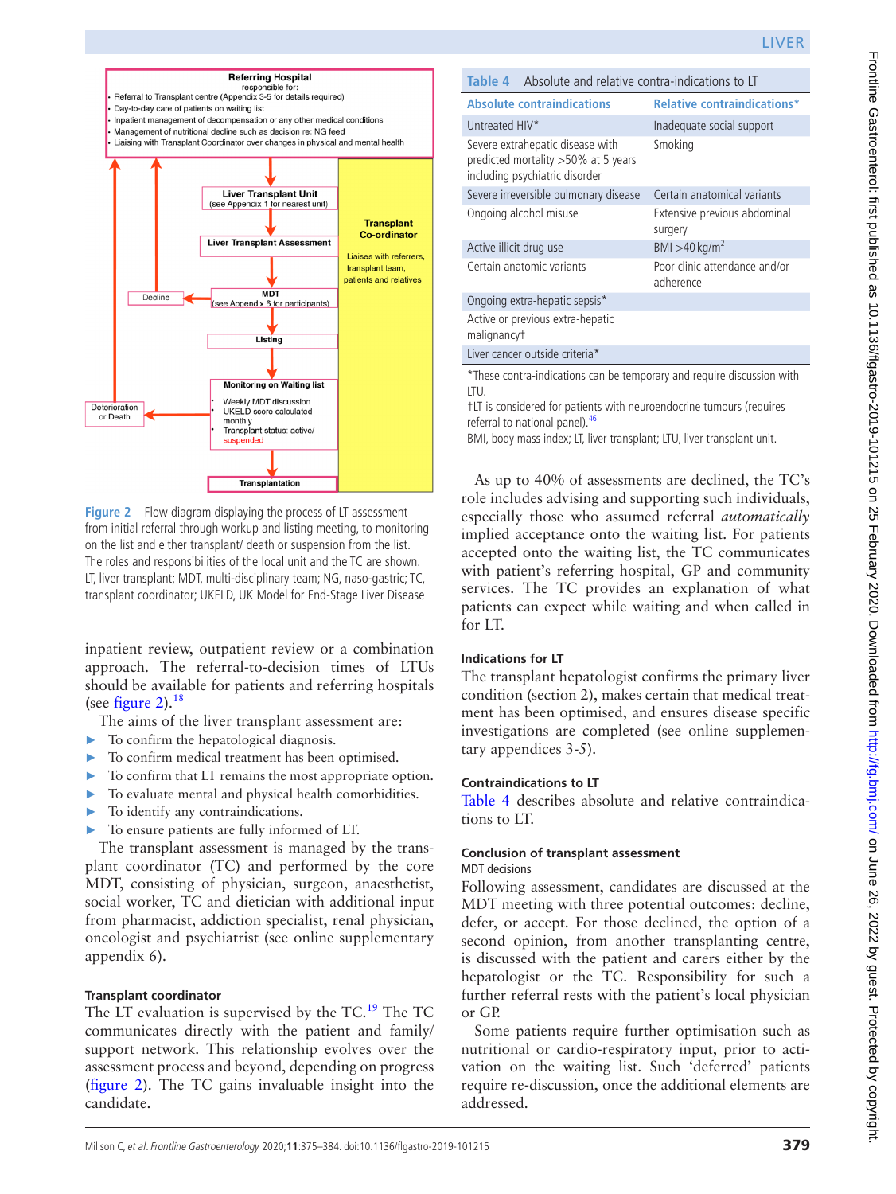Figure 2 Flow diagram displaying the process of LT assessment from initial referral through workup and listing meeting, to monitoring on the list and either transplant/ death or suspension from the list. The roles and responsibilities of the local unit and the TC are shown. LT, liver transplant; MDT, multi-disciplinary team; NG, naso-gastric; TC, transplant coordinator; UKELD, UK Model for End-Stage Liver Disease

inpatient review, outpatient review or a combination approach. The referral-to-decision times of LTUs should be available for patients and referring hospitals (see figure 2).[18]

The aims of the liver transplant assessment are:

- To confirm the hepatological diagnosis.
- To confirm medical treatment has been optimised.
- To confirm that LT remains the most appropriate option.
- To evaluate mental and physical health comorbidities.
- To identify any contraindications.
- To ensure patients are fully informed of LT.

The transplant assessment is managed by the transplant coordinator (TC) and performed by the core MDT, consisting of physician, surgeon, anaesthetist, social worker, TC and dietician with additional input from pharmacist, addiction specialist, renal physician, oncologist and psychiatrist (see online supplementary appendix 6).

### Transplant coordinator

The LT evaluation is supervised by the TC.[19] The TC communicates directly with the patient and family/support network. This relationship evolves over the assessment process and beyond, depending on progress (figure 2). The TC gains invaluable insight into the candidate.

**Table 4** Absolute and relative contra-indications to LT

| Absolute contraindications | Relative contraindications* |
|---|---|
| Untreated HIV* | Inadequate social support |
| Severe extrahepatic disease with predicted mortality >50% at 5 years including psychiatric disorder | Smoking |
| Severe irreversible pulmonary disease | Certain anatomical variants |
| Ongoing alcohol misuse | Extensive previous abdominal surgery |
| Active illicit drug use | BMI >40 kg/m$^2$ |
| Certain anatomic variants | Poor clinic attendance and/or adherence |
| Ongoing extra-hepatic sepsis* | |
| Active or previous extra-hepatic malignancy† | |
| Liver cancer outside criteria* | |

*These contra-indications can be temporary and require discussion with LTU.
†LT is considered for patients with neuroendocrine tumours (requires referral to national panel).[46]
BMI, body mass index; LT, liver transplant; LTU, liver transplant unit.

As up to 40% of assessments are declined, the TC's role includes advising and supporting such individuals, especially those who assumed referral *automatically* implied acceptance onto the waiting list. For patients accepted onto the waiting list, the TC communicates with patient's referring hospital, GP and community services. The TC provides an explanation of what patients can expect while waiting and when called in for LT.

### Indications for LT

The transplant hepatologist confirms the primary liver condition (section 2), makes certain that medical treatment has been optimised, and ensures disease specific investigations are completed (see online supplementary appendices 3-5).

### Contraindications to LT

Table 4 describes absolute and relative contraindications to LT.

### Conclusion of transplant assessment

#### MDT decisions

Following assessment, candidates are discussed at the MDT meeting with three potential outcomes: decline, defer, or accept. For those declined, the option of a second opinion, from another transplanting centre, is discussed with the patient and carers either by the hepatologist or the TC. Responsibility for such a further referral rests with the patient's local physician or GP.

Some patients require further optimisation such as nutritional or cardio-respiratory input, prior to activation on the waiting list. Such 'deferred' patients require re-discussion, once the additional elements are addressed.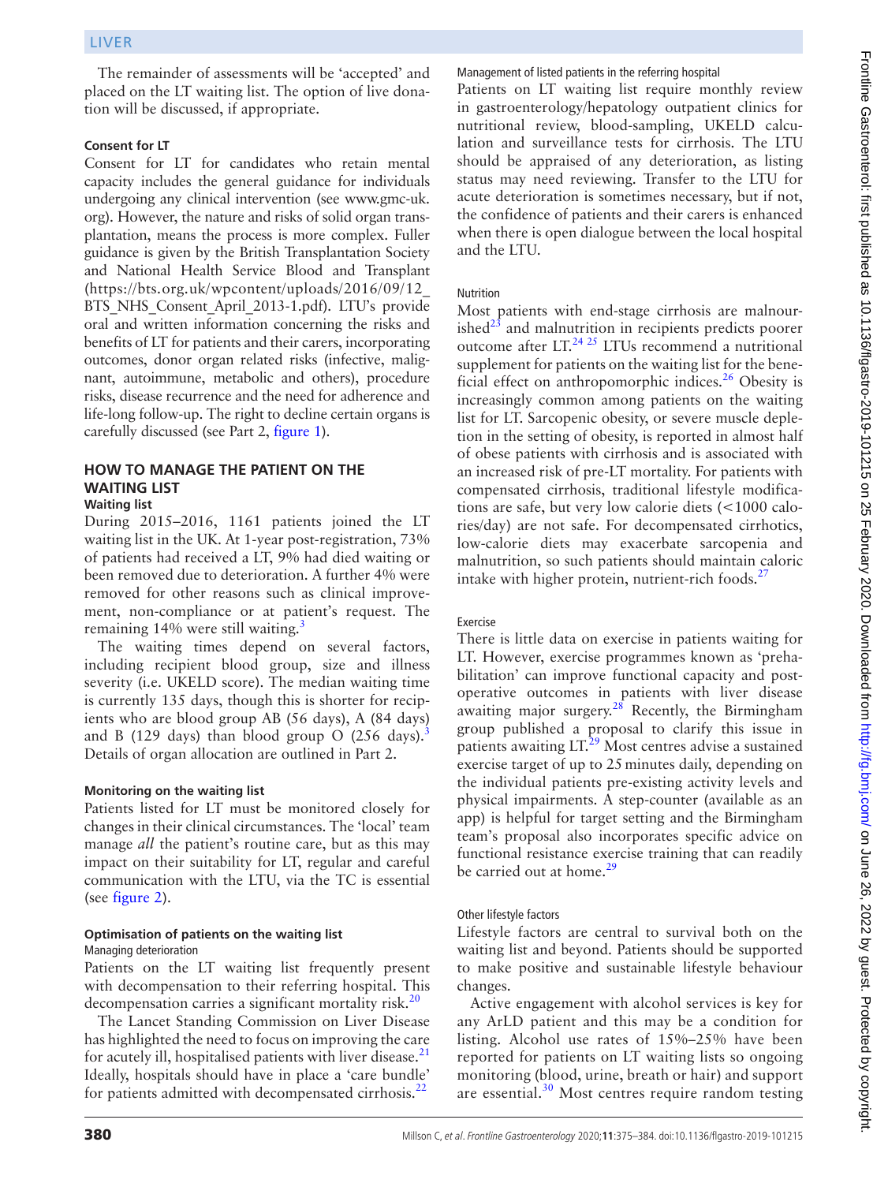The remainder of assessments will be 'accepted' and placed on the LT waiting list. The option of live donation will be discussed, if appropriate.

### Consent for LT

Consent for LT for candidates who retain mental capacity includes the general guidance for individuals undergoing any clinical intervention (see www.gmc-uk.org). However, the nature and risks of solid organ transplantation, means the process is more complex. Fuller guidance is given by the British Transplantation Society and National Health Service Blood and Transplant (https://bts.org.uk/wpcontent/uploads/2016/09/12_BTS_NHS_Consent_April_2013-1.pdf). LTU's provide oral and written information concerning the risks and benefits of LT for patients and their carers, incorporating outcomes, donor organ related risks (infective, malignant, autoimmune, metabolic and others), procedure risks, disease recurrence and the need for adherence and life-long follow-up. The right to decline certain organs is carefully discussed (see Part 2, figure 1).

## HOW TO MANAGE THE PATIENT ON THE WAITING LIST

### Waiting list

During 2015–2016, 1161 patients joined the LT waiting list in the UK. At 1-year post-registration, 73% of patients had received a LT, 9% had died waiting or been removed due to deterioration. A further 4% were removed for other reasons such as clinical improvement, non-compliance or at patient's request. The remaining 14% were still waiting.[3]

The waiting times depend on several factors, including recipient blood group, size and illness severity (i.e. UKELD score). The median waiting time is currently 135 days, though this is shorter for recipients who are blood group AB (56 days), A (84 days) and B (129 days) than blood group O (256 days).[3] Details of organ allocation are outlined in Part 2.

### Monitoring on the waiting list

Patients listed for LT must be monitored closely for changes in their clinical circumstances. The 'local' team manage *all* the patient's routine care, but as this may impact on their suitability for LT, regular and careful communication with the LTU, via the TC is essential (see figure 2).

### Optimisation of patients on the waiting list

#### Managing deterioration

Patients on the LT waiting list frequently present with decompensation to their referring hospital. This decompensation carries a significant mortality risk.[20]

The Lancet Standing Commission on Liver Disease has highlighted the need to focus on improving the care for acutely ill, hospitalised patients with liver disease.[21] Ideally, hospitals should have in place a 'care bundle' for patients admitted with decompensated cirrhosis.[22]

#### Management of listed patients in the referring hospital

Patients on LT waiting list require monthly review in gastroenterology/hepatology outpatient clinics for nutritional review, blood-sampling, UKELD calculation and surveillance tests for cirrhosis. The LTU should be appraised of any deterioration, as listing status may need reviewing. Transfer to the LTU for acute deterioration is sometimes necessary, but if not, the confidence of patients and their carers is enhanced when there is open dialogue between the local hospital and the LTU.

#### Nutrition

Most patients with end-stage cirrhosis are malnourished[23] and malnutrition in recipients predicts poorer outcome after LT.[24,25] LTUs recommend a nutritional supplement for patients on the waiting list for the beneficial effect on anthropomorphic indices.[26] Obesity is increasingly common among patients on the waiting list for LT. Sarcopenic obesity, or severe muscle depletion in the setting of obesity, is reported in almost half of obese patients with cirrhosis and is associated with an increased risk of pre-LT mortality. For patients with compensated cirrhosis, traditional lifestyle modifications are safe, but very low calorie diets (<1000 calories/day) are not safe. For decompensated cirrhotics, low-calorie diets may exacerbate sarcopenia and malnutrition, so such patients should maintain caloric intake with higher protein, nutrient-rich foods.[27]

#### Exercise

There is little data on exercise in patients waiting for LT. However, exercise programmes known as 'prehabilitation' can improve functional capacity and postoperative outcomes in patients with liver disease awaiting major surgery.[28] Recently, the Birmingham group published a proposal to clarify this issue in patients awaiting LT.[29] Most centres advise a sustained exercise target of up to 25 minutes daily, depending on the individual patients pre-existing activity levels and physical impairments. A step-counter (available as an app) is helpful for target setting and the Birmingham team's proposal also incorporates specific advice on functional resistance exercise training that can readily be carried out at home.[29]

#### Other lifestyle factors

Lifestyle factors are central to survival both on the waiting list and beyond. Patients should be supported to make positive and sustainable lifestyle behaviour changes.

Active engagement with alcohol services is key for any ArLD patient and this may be a condition for listing. Alcohol use rates of 15%–25% have been reported for patients on LT waiting lists so ongoing monitoring (blood, urine, breath or hair) and support are essential.[30] Most centres require random testing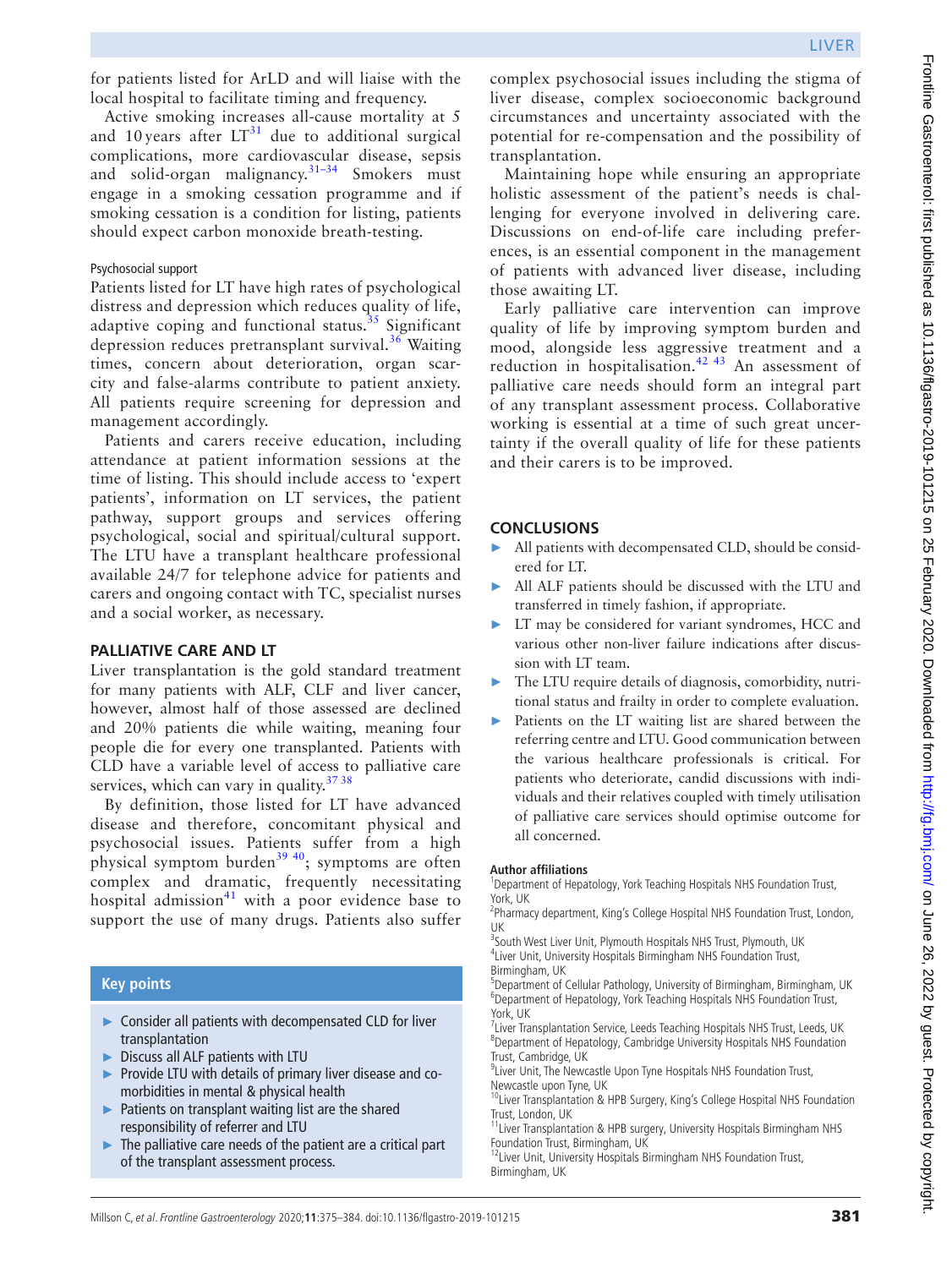for patients listed for ArLD and will liaise with the local hospital to facilitate timing and frequency.

Active smoking increases all-cause mortality at 5 and 10 years after LT[31] due to additional surgical complications, more cardiovascular disease, sepsis and solid-organ malignancy.[31–34] Smokers must engage in a smoking cessation programme and if smoking cessation is a condition for listing, patients should expect carbon monoxide breath-testing.

### Psychosocial support

Patients listed for LT have high rates of psychological distress and depression which reduces quality of life, adaptive coping and functional status.[35] Significant depression reduces pretransplant survival.[36] Waiting times, concern about deterioration, organ scarcity and false-alarms contribute to patient anxiety. All patients require screening for depression and management accordingly.

Patients and carers receive education, including attendance at patient information sessions at the time of listing. This should include access to 'expert patients', information on LT services, the patient pathway, support groups and services offering psychological, social and spiritual/cultural support. The LTU have a transplant healthcare professional available 24/7 for telephone advice for patients and carers and ongoing contact with TC, specialist nurses and a social worker, as necessary.

## PALLIATIVE CARE AND LT

Liver transplantation is the gold standard treatment for many patients with ALF, CLF and liver cancer, however, almost half of those assessed are declined and 20% patients die while waiting, meaning four people die for every one transplanted. Patients with CLD have a variable level of access to palliative care services, which can vary in quality.[37 38]

By definition, those listed for LT have advanced disease and therefore, concomitant physical and psychosocial issues. Patients suffer from a high physical symptom burden[39 40]; symptoms are often complex and dramatic, frequently necessitating hospital admission[41] with a poor evidence base to support the use of many drugs. Patients also suffer complex psychosocial issues including the stigma of liver disease, complex socioeconomic background circumstances and uncertainty associated with the potential for re-compensation and the possibility of transplantation.

Maintaining hope while ensuring an appropriate holistic assessment of the patient's needs is challenging for everyone involved in delivering care. Discussions on end-of-life care including preferences, is an essential component in the management of patients with advanced liver disease, including those awaiting LT.

Early palliative care intervention can improve quality of life by improving symptom burden and mood, alongside less aggressive treatment and a reduction in hospitalisation.[42 43] An assessment of palliative care needs should form an integral part of any transplant assessment process. Collaborative working is essential at a time of such great uncertainty if the overall quality of life for these patients and their carers is to be improved.

### Key points

- Consider all patients with decompensated CLD for liver transplantation
- Discuss all ALF patients with LTU
- Provide LTU with details of primary liver disease and co-morbidities in mental & physical health
- Patients on transplant waiting list are the shared responsibility of referrer and LTU
- The palliative care needs of the patient are a critical part of the transplant assessment process.

## CONCLUSIONS

- All patients with decompensated CLD, should be considered for LT.
- All ALF patients should be discussed with the LTU and transferred in timely fashion, if appropriate.
- LT may be considered for variant syndromes, HCC and various other non-liver failure indications after discussion with LT team.
- The LTU require details of diagnosis, comorbidity, nutritional status and frailty in order to complete evaluation.
- Patients on the LT waiting list are shared between the referring centre and LTU. Good communication between the various healthcare professionals is critical. For patients who deteriorate, candid discussions with individuals and their relatives coupled with timely utilisation of palliative care services should optimise outcome for all concerned.

**Author affiliations**

[1]Department of Hepatology, York Teaching Hospitals NHS Foundation Trust, York, UK
[2]Pharmacy department, King's College Hospital NHS Foundation Trust, London, UK
[3]South West Liver Unit, Plymouth Hospitals NHS Trust, Plymouth, UK
[4]Liver Unit, University Hospitals Birmingham NHS Foundation Trust, Birmingham, UK
[5]Department of Cellular Pathology, University of Birmingham, Birmingham, UK
[6]Department of Hepatology, York Teaching Hospitals NHS Foundation Trust, York, UK
[7]Liver Transplantation Service, Leeds Teaching Hospitals NHS Trust, Leeds, UK
[8]Department of Hepatology, Cambridge University Hospitals NHS Foundation Trust, Cambridge, UK
[9]Liver Unit, The Newcastle Upon Tyne Hospitals NHS Foundation Trust, Newcastle upon Tyne, UK
[10]Liver Transplantation & HPB Surgery, King's College Hospital NHS Foundation Trust, London, UK
[11]Liver Transplantation & HPB surgery, University Hospitals Birmingham NHS Foundation Trust, Birmingham, UK
[12]Liver Unit, University Hospitals Birmingham NHS Foundation Trust, Birmingham, UK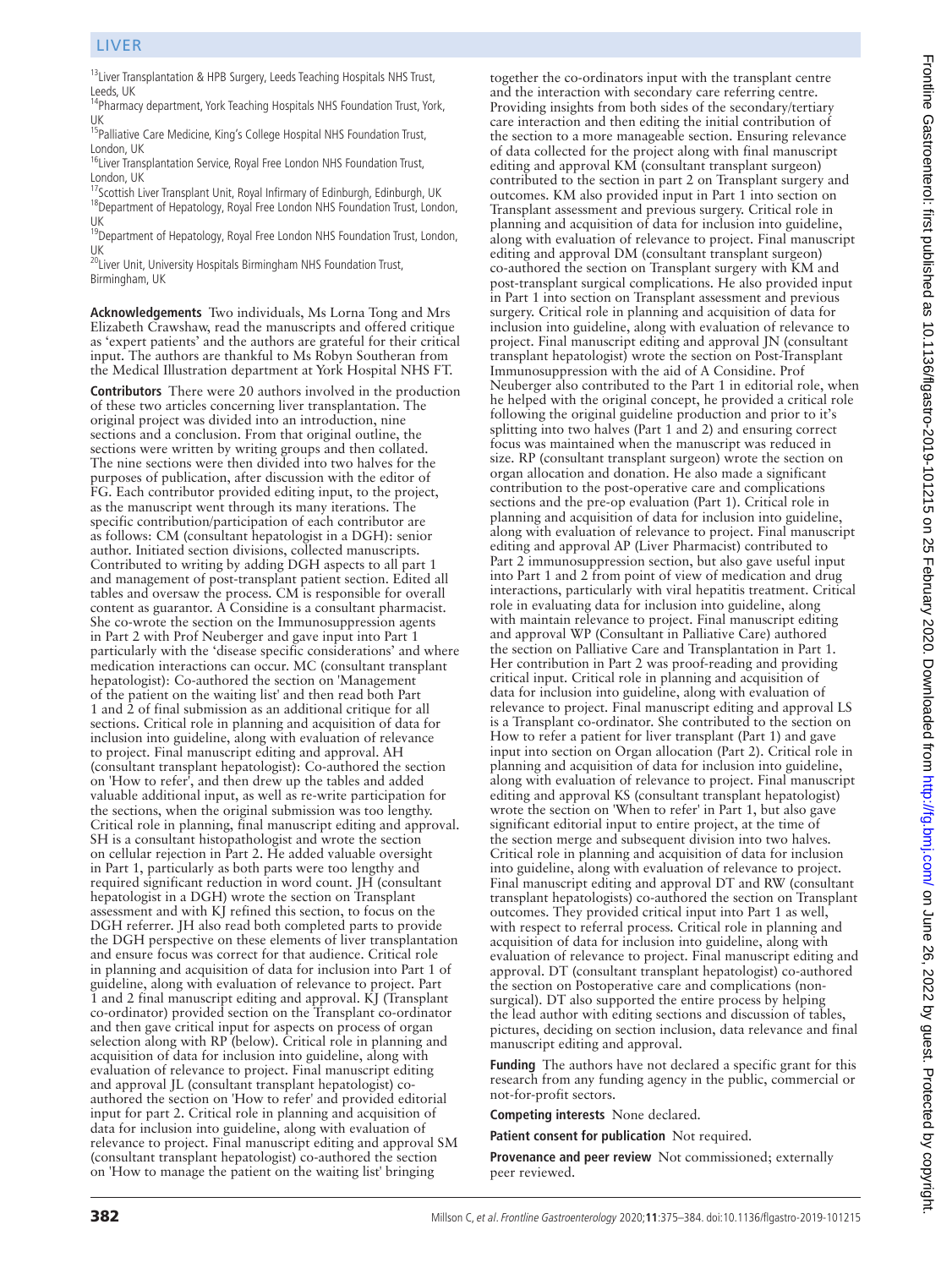[13]Liver Transplantation & HPB Surgery, Leeds Teaching Hospitals NHS Trust, Leeds, UK
[14]Pharmacy department, York Teaching Hospitals NHS Foundation Trust, York, UK
[15]Palliative Care Medicine, King's College Hospital NHS Foundation Trust, London, UK
[16]Liver Transplantation Service, Royal Free London NHS Foundation Trust, London, UK
[17]Scottish Liver Transplant Unit, Royal Infirmary of Edinburgh, Edinburgh, UK
[18]Department of Hepatology, Royal Free London NHS Foundation Trust, London, UK
[19]Department of Hepatology, Royal Free London NHS Foundation Trust, London, UK
[20]Liver Unit, University Hospitals Birmingham NHS Foundation Trust, Birmingham, UK

**Acknowledgements** Two individuals, Ms Lorna Tong and Mrs Elizabeth Crawshaw, read the manuscripts and offered critique as 'expert patients' and the authors are grateful for their critical input. The authors are thankful to Ms Robyn Southeran from the Medical Illustration department at York Hospital NHS FT.

**Contributors** There were 20 authors involved in the production of these two articles concerning liver transplantation. The original project was divided into an introduction, nine sections and a conclusion. From that original outline, the sections were written by writing groups and then collated. The nine sections were then divided into two halves for the purposes of publication, after discussion with the editor of FG. Each contributor provided editing input, to the project, as the manuscript went through its many iterations. The specific contribution/participation of each contributor are as follows: CM (consultant hepatologist in a DGH): senior author. Initiated section divisions, collected manuscripts. Contributed to writing by adding DGH aspects to all part 1 and management of post-transplant patient section. Edited all tables and oversaw the process. CM is responsible for overall content as guarantor. A Considine is a consultant pharmacist. She co-wrote the section on the Immunosuppression agents in Part 2 with Prof Neuberger and gave input into Part 1 particularly with the 'disease specific considerations' and where medication interactions can occur. MC (consultant transplant hepatologist): Co-authored the section on 'Management of the patient on the waiting list' and then read both Part 1 and 2 of final submission as an additional critique for all sections. Critical role in planning and acquisition of data for inclusion into guideline, along with evaluation of relevance to project. Final manuscript editing and approval. AH (consultant transplant hepatologist): Co-authored the section on 'How to refer', and then drew up the tables and added valuable additional input, as well as re-write participation for the sections, when the original submission was too lengthy. Critical role in planning, final manuscript editing and approval. SH is a consultant histopathologist and wrote the section on cellular rejection in Part 2. He added valuable oversight in Part 1, particularly as both parts were too lengthy and required significant reduction in word count. JH (consultant hepatologist in a DGH) wrote the section on Transplant assessment and with KJ refined this section, to focus on the DGH referrer. JH also read both completed parts to provide the DGH perspective on these elements of liver transplantation and ensure focus was correct for that audience. Critical role in planning and acquisition of data for inclusion into Part 1 of guideline, along with evaluation of relevance to project. Part 1 and 2 final manuscript editing and approval. KJ (Transplant co-ordinator) provided section on the Transplant co-ordinator and then gave critical input for aspects on process of organ selection along with RP (below). Critical role in planning and acquisition of data for inclusion into guideline, along with evaluation of relevance to project. Final manuscript editing and approval JL (consultant transplant hepatologist) co-authored the section on 'How to refer' and provided editorial input for part 2. Critical role in planning and acquisition of data for inclusion into guideline, along with evaluation of relevance to project. Final manuscript editing and approval SM (consultant transplant hepatologist) co-authored the section on 'How to manage the patient on the waiting list' bringing together the co-ordinators input with the transplant centre and the interaction with secondary care referring centre. Providing insights from both sides of the secondary/tertiary care interaction and then editing the initial contribution of the section to a more manageable section. Ensuring relevance of data collected for the project along with final manuscript editing and approval KM (consultant transplant surgeon) contributed to the section in part 2 on Transplant surgery and outcomes. KM also provided input in Part 1 into section on Transplant assessment and previous surgery. Critical role in planning and acquisition of data for inclusion into guideline, along with evaluation of relevance to project. Final manuscript editing and approval DM (consultant transplant surgeon) co-authored the section on Transplant surgery with KM and post-transplant surgical complications. He also provided input in Part 1 into section on Transplant assessment and previous surgery. Critical role in planning and acquisition of data for inclusion into guideline, along with evaluation of relevance to project. Final manuscript editing and approval JN (consultant transplant hepatologist) wrote the section on Post-Transplant Immunosuppression with the aid of A Considine. Prof Neuberger also contributed to the Part 1 in editorial role, when he helped with the original concept, he provided a critical role following the original guideline production and prior to it's splitting into two halves (Part 1 and 2) and ensuring correct focus was maintained when the manuscript was reduced in size. RP (consultant transplant surgeon) wrote the section on organ allocation and donation. He also made a significant contribution to the post-operative care and complications sections and the pre-op evaluation (Part 1). Critical role in planning and acquisition of data for inclusion into guideline, along with evaluation of relevance to project. Final manuscript editing and approval AP (Liver Pharmacist) contributed to Part 2 immunosuppression section, but also gave useful input into Part 1 and 2 from point of view of medication and drug interactions, particularly with viral hepatitis treatment. Critical role in evaluating data for inclusion into guideline, along with maintain relevance to project. Final manuscript editing and approval WP (Consultant in Palliative Care) authored the section on Palliative Care and Transplantation in Part 1. Her contribution in Part 2 was proof-reading and providing critical input. Critical role in planning and acquisition of data for inclusion into guideline, along with evaluation of relevance to project. Final manuscript editing and approval LS is a Transplant co-ordinator. She contributed to the section on How to refer a patient for liver transplant (Part 1) and gave input into section on Organ allocation (Part 2). Critical role in planning and acquisition of data for inclusion into guideline, along with evaluation of relevance to project. Final manuscript editing and approval KS (consultant transplant hepatologist) wrote the section on 'When to refer' in Part 1, but also gave significant editorial input to entire project, at the time of the section merge and subsequent division into two halves. Critical role in planning and acquisition of data for inclusion into guideline, along with evaluation of relevance to project. Final manuscript editing and approval DT and RW (consultant transplant hepatologists) co-authored the section on Transplant outcomes. They provided critical input into Part 1 as well, with respect to referral process. Critical role in planning and acquisition of data for inclusion into guideline, along with evaluation of relevance to project. Final manuscript editing and approval. DT (consultant transplant hepatologist) co-authored the section on Postoperative care and complications (non-surgical). DT also supported the entire process by helping the lead author with editing sections and discussion of tables, pictures, deciding on section inclusion, data relevance and final manuscript editing and approval.

**Funding** The authors have not declared a specific grant for this research from any funding agency in the public, commercial or not-for-profit sectors.

**Competing interests** None declared.

**Patient consent for publication** Not required.

**Provenance and peer review** Not commissioned; externally peer reviewed.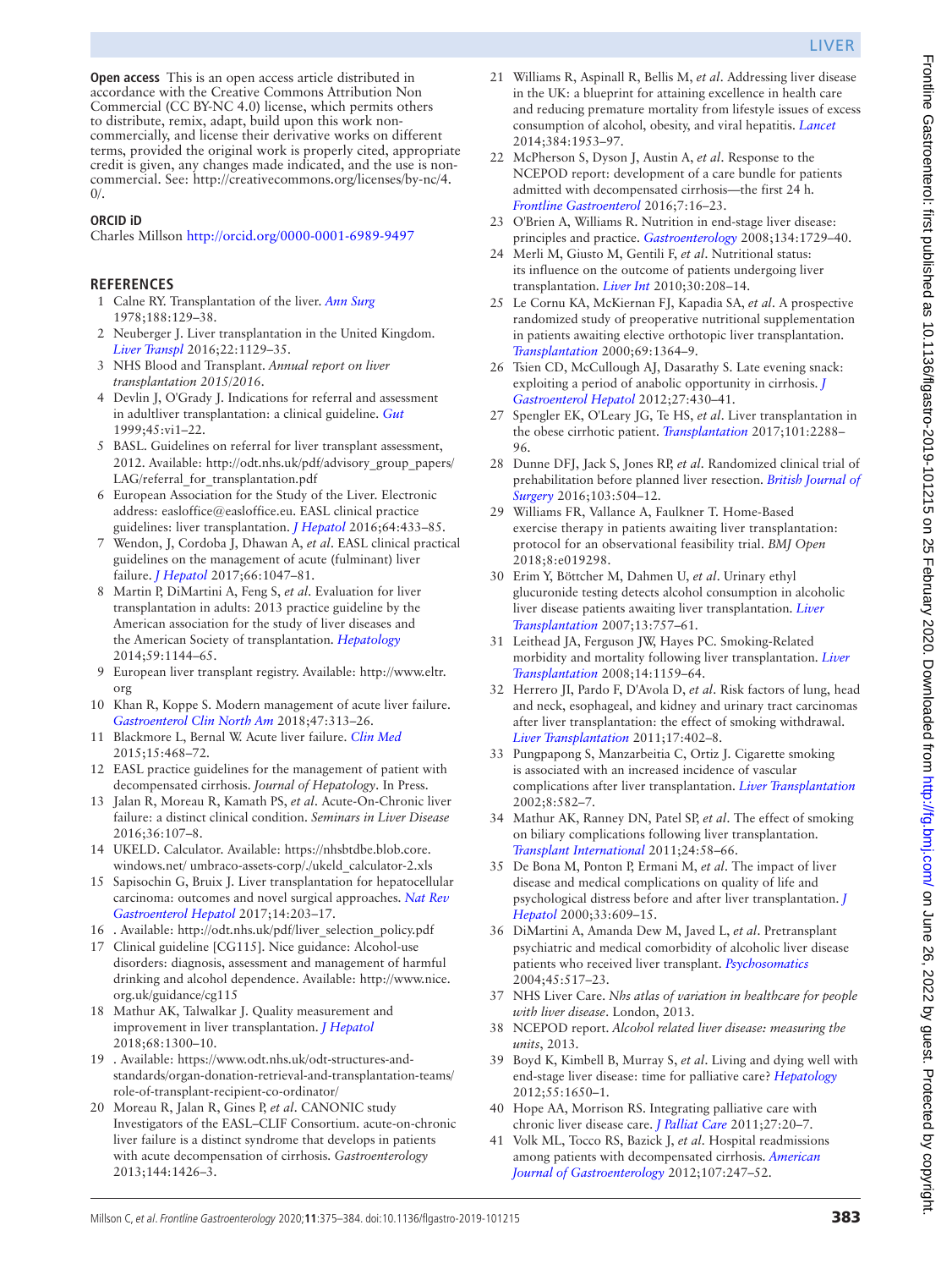**Open access** This is an open access article distributed in accordance with the Creative Commons Attribution Non Commercial (CC BY-NC 4.0) license, which permits others to distribute, remix, adapt, build upon this work non-commercially, and license their derivative works on different terms, provided the original work is properly cited, appropriate credit is given, any changes made indicated, and the use is non-commercial. See: http://creativecommons.org/licenses/by-nc/4.0/.

**ORCID iD**

Charles Millson http://orcid.org/0000-0001-6989-9497

## REFERENCES

1. Calne RY. Transplantation of the liver. *Ann Surg* 1978;188:129–38.
2. Neuberger J. Liver transplantation in the United Kingdom. *Liver Transpl* 2016;22:1129–35.
3. NHS Blood and Transplant. *Annual report on liver transplantation 2015/2016*.
4. Devlin J, O'Grady J. Indications for referral and assessment in adultliver transplantation: a clinical guideline. *Gut* 1999;45:vi1–22.
5. BASL. Guidelines on referral for liver transplant assessment, 2012. Available: http://odt.nhs.uk/pdf/advisory_group_papers/LAG/referral_for_transplantation.pdf
6. European Association for the Study of the Liver. Electronic address: easloffice@easloffice.eu. EASL clinical practice guidelines: liver transplantation. *J Hepatol* 2016;64:433–85.
7. Wendon, J, Cordoba J, Dhawan A, *et al*. EASL clinical practical guidelines on the management of acute (fulminant) liver failure. *J Hepatol* 2017;66:1047–81.
8. Martin P, DiMartini A, Feng S, *et al*. Evaluation for liver transplantation in adults: 2013 practice guideline by the American association for the study of liver diseases and the American Society of transplantation. *Hepatology* 2014;59:1144–65.
9. European liver transplant registry. Available: http://www.eltr.org
10. Khan R, Koppe S. Modern management of acute liver failure. *Gastroenterol Clin North Am* 2018;47:313–26.
11. Blackmore L, Bernal W. Acute liver failure. *Clin Med* 2015;15:468–72.
12. EASL practice guidelines for the management of patient with decompensated cirrhosis. *Journal of Hepatology*. In Press.
13. Jalan R, Moreau R, Kamath PS, *et al*. Acute-On-Chronic liver failure: a distinct clinical condition. *Seminars in Liver Disease* 2016;36:107–8.
14. UKELD. Calculator. Available: https://nhsbtdbe.blob.core.windows.net/ umbraco-assets-corp/./ukeld_calculator-2.xls
15. Sapisochin G, Bruix J. Liver transplantation for hepatocellular carcinoma: outcomes and novel surgical approaches. *Nat Rev Gastroenterol Hepatol* 2017;14:203–17.
16. . Available: http://odt.nhs.uk/pdf/liver_selection_policy.pdf
17. Clinical guideline [CG115]. Nice guidance: Alcohol-use disorders: diagnosis, assessment and management of harmful drinking and alcohol dependence. Available: http://www.nice.org.uk/guidance/cg115
18. Mathur AK, Talwalkar J. Quality measurement and improvement in liver transplantation. *J Hepatol* 2018;68:1300–10.
19. . Available: https://www.odt.nhs.uk/odt-structures-and-standards/organ-donation-retrieval-and-transplantation-teams/role-of-transplant-recipient-co-ordinator/
20. Moreau R, Jalan R, Gines P, *et al*. CANONIC study Investigators of the EASL–CLIF Consortium. acute-on-chronic liver failure is a distinct syndrome that develops in patients with acute decompensation of cirrhosis. *Gastroenterology* 2013;144:1426–3.
21. Williams R, Aspinall R, Bellis M, *et al*. Addressing liver disease in the UK: a blueprint for attaining excellence in health care and reducing premature mortality from lifestyle issues of excess consumption of alcohol, obesity, and viral hepatitis. *Lancet* 2014;384:1953–97.
22. McPherson S, Dyson J, Austin A, *et al*. Response to the NCEPOD report: development of a care bundle for patients admitted with decompensated cirrhosis—the first 24 h. *Frontline Gastroenterol* 2016;7:16–23.
23. O'Brien A, Williams R. Nutrition in end-stage liver disease: principles and practice. *Gastroenterology* 2008;134:1729–40.
24. Merli M, Giusto M, Gentili F, *et al*. Nutritional status: its influence on the outcome of patients undergoing liver transplantation. *Liver Int* 2010;30:208–14.
25. Le Cornu KA, McKiernan FJ, Kapadia SA, *et al*. A prospective randomized study of preoperative nutritional supplementation in patients awaiting elective orthotopic liver transplantation. *Transplantation* 2000;69:1364–9.
26. Tsien CD, McCullough AJ, Dasarathy S. Late evening snack: exploiting a period of anabolic opportunity in cirrhosis. *J Gastroenterol Hepatol* 2012;27:430–41.
27. Spengler EK, O'Leary JG, Te HS, *et al*. Liver transplantation in the obese cirrhotic patient. *Transplantation* 2017;101:2288–96.
28. Dunne DFJ, Jack S, Jones RP, *et al*. Randomized clinical trial of prehabilitation before planned liver resection. *British Journal of Surgery* 2016;103:504–12.
29. Williams FR, Vallance A, Faulkner T. Home-Based exercise therapy in patients awaiting liver transplantation: protocol for an observational feasibility trial. *BMJ Open* 2018;8:e019298.
30. Erim Y, Böttcher M, Dahmen U, *et al*. Urinary ethyl glucuronide testing detects alcohol consumption in alcoholic liver disease patients awaiting liver transplantation. *Liver Transplantation* 2007;13:757–61.
31. Leithead JA, Ferguson JW, Hayes PC. Smoking-Related morbidity and mortality following liver transplantation. *Liver Transplantation* 2008;14:1159–64.
32. Herrero JI, Pardo F, D'Avola D, *et al*. Risk factors of lung, head and neck, esophageal, and kidney and urinary tract carcinomas after liver transplantation: the effect of smoking withdrawal. *Liver Transplantation* 2011;17:402–8.
33. Pungpapong S, Manzarbeitia C, Ortiz J. Cigarette smoking is associated with an increased incidence of vascular complications after liver transplantation. *Liver Transplantation* 2002;8:582–7.
34. Mathur AK, Ranney DN, Patel SP, *et al*. The effect of smoking on biliary complications following liver transplantation. *Transplant International* 2011;24:58–66.
35. De Bona M, Ponton P, Ermani M, *et al*. The impact of liver disease and medical complications on quality of life and psychological distress before and after liver transplantation. *J Hepatol* 2000;33:609–15.
36. DiMartini A, Amanda Dew M, Javed L, *et al*. Pretransplant psychiatric and medical comorbidity of alcoholic liver disease patients who received liver transplant. *Psychosomatics* 2004;45:517–23.
37. NHS Liver Care. *Nhs atlas of variation in healthcare for people with liver disease*. London, 2013.
38. NCEPOD report. *Alcohol related liver disease: measuring the units*, 2013.
39. Boyd K, Kimbell B, Murray S, *et al*. Living and dying well with end-stage liver disease: time for palliative care? *Hepatology* 2012;55:1650–1.
40. Hope AA, Morrison RS. Integrating palliative care with chronic liver disease care. *J Palliat Care* 2011;27:20–7.
41. Volk ML, Tocco RS, Bazick J, *et al*. Hospital readmissions among patients with decompensated cirrhosis. *American Journal of Gastroenterology* 2012;107:247–52.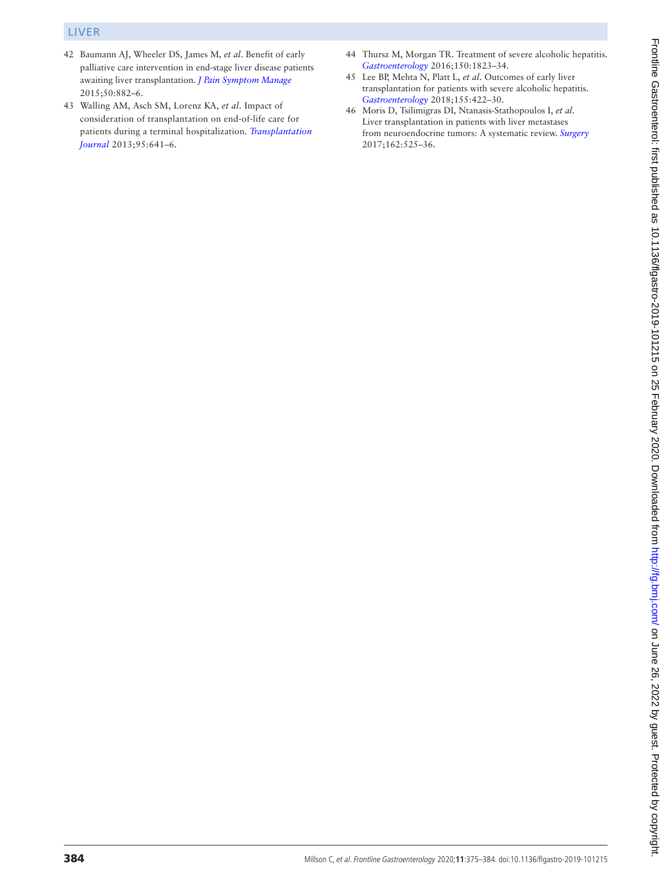42 Baumann AJ, Wheeler DS, James M, *et al*. Benefit of early palliative care intervention in end-stage liver disease patients awaiting liver transplantation. *J Pain Symptom Manage* 2015;50:882–6.

43 Walling AM, Asch SM, Lorenz KA, *et al*. Impact of consideration of transplantation on end-of-life care for patients during a terminal hospitalization. *Transplantation Journal* 2013;95:641–6.

44 Thursz M, Morgan TR. Treatment of severe alcoholic hepatitis. *Gastroenterology* 2016;150:1823–34.

45 Lee BP, Mehta N, Platt L, *et al*. Outcomes of early liver transplantation for patients with severe alcoholic hepatitis. *Gastroenterology* 2018;155:422–30.

46 Moris D, Tsilimigras DI, Ntanasis-Stathopoulos I, *et al*. Liver transplantation in patients with liver metastases from neuroendocrine tumors: A systematic review. *Surgery* 2017;162:525–36.